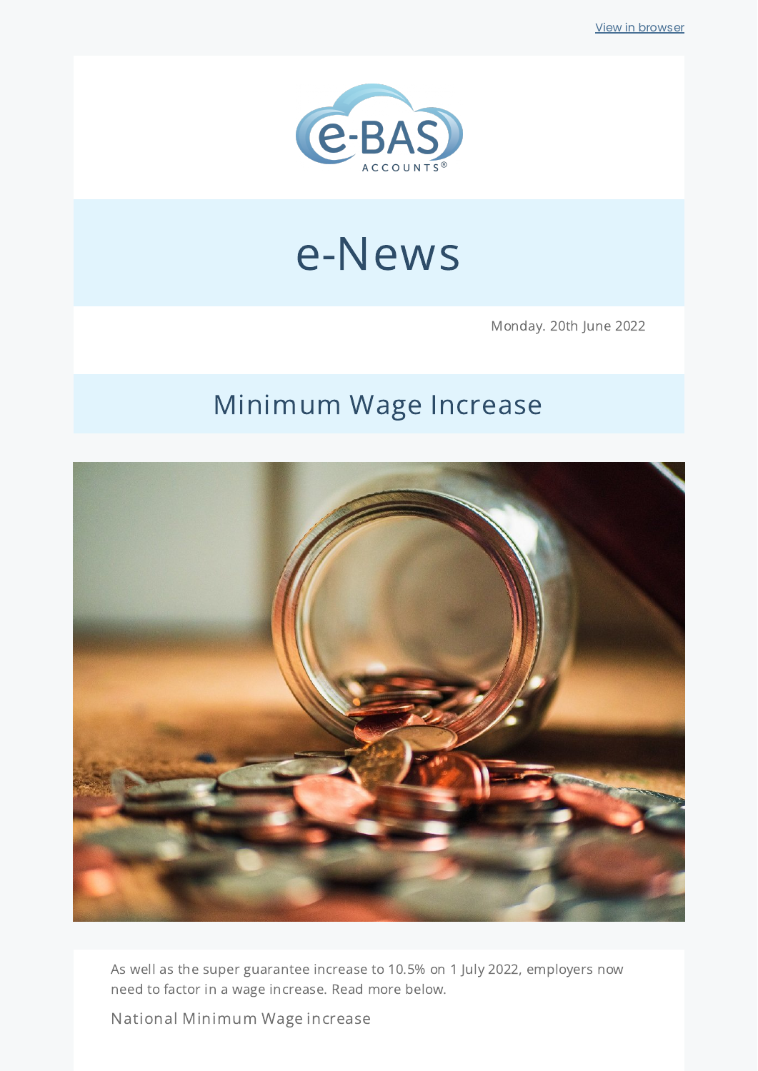View in browser

e-BAS ACCOUNTS®

# e-News

Monday. 20th June 2022

## Minimum Wage Increase

As well as the super guarantee increase to 10.5% on 1 July 2022, employers now need to factor in a wage increase. Read more below.

### National Minimum Wage increase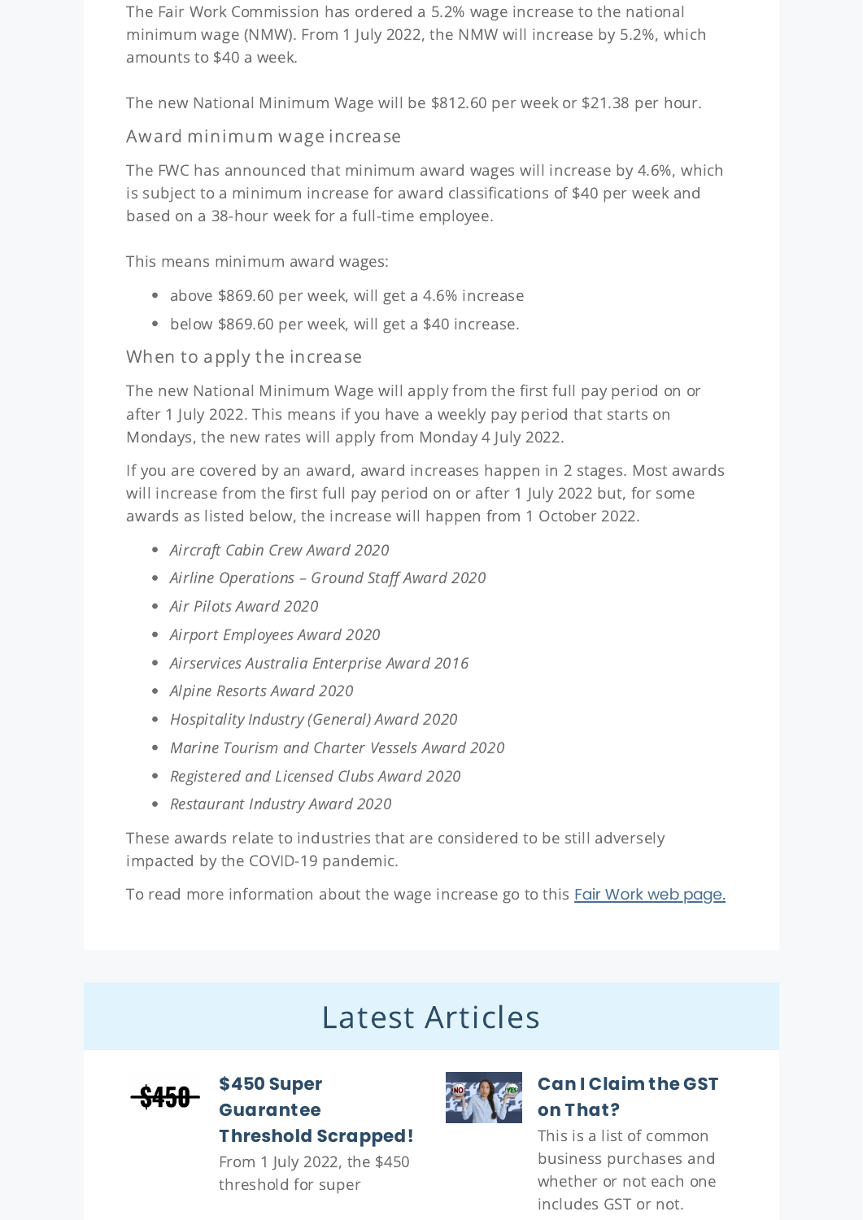The Fair Work Commission has ordered a 5.2% wage increase to the national minimum wage (NMW). From 1 July 2022, the NMW will increase by 5.2%, which amounts to $40 a week.

The new National Minimum Wage will be $812.60 per week or $21.38 per hour.

### Award minimum wage increase

The FWC has announced that minimum award wages will increase by 4.6%, which is subject to a minimum increase for award classifications of $40 per week and based on a 38-hour week for a full-time employee.

This means minimum award wages:

- above $869.60 per week, will get a 4.6% increase
- below $869.60 per week, will get a $40 increase.

### When to apply the increase

The new National Minimum Wage will apply from the first full pay period on or after 1 July 2022. This means if you have a weekly pay period that starts on Mondays, the new rates will apply from Monday 4 July 2022.

If you are covered by an award, award increases happen in 2 stages. Most awards will increase from the first full pay period on or after 1 July 2022 but, for some awards as listed below, the increase will happen from 1 October 2022.

- *Aircraft Cabin Crew Award 2020*
- *Airline Operations – Ground Staff Award 2020*
- *Air Pilots Award 2020*
- *Airport Employees Award 2020*
- *Airservices Australia Enterprise Award 2016*
- *Alpine Resorts Award 2020*
- *Hospitality Industry (General) Award 2020*
- *Marine Tourism and Charter Vessels Award 2020*
- *Registered and Licensed Clubs Award 2020*
- *Restaurant Industry Award 2020*

These awards relate to industries that are considered to be still adversely impacted by the COVID-19 pandemic.

To read more information about the wage increase go to this [Fair Work web page.]()

## Latest Articles

**$450 Super Guarantee Threshold Scrapped!**

From 1 July 2022, the $450 threshold for super

**Can I Claim the GST on That?**

This is a list of common business purchases and whether or not each one includes GST or not.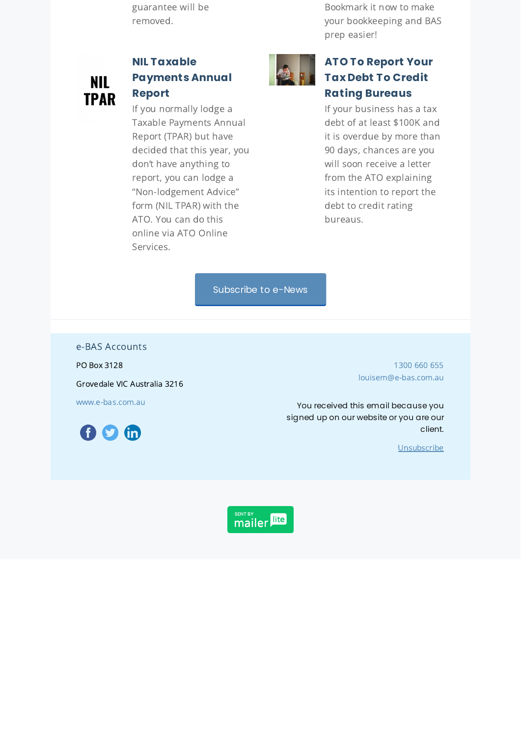guarantee will be removed.

Bookmark it now to make your bookkeeping and BAS prep easier!

### NIL Taxable Payments Annual Report

If you normally lodge a Taxable Payments Annual Report (TPAR) but have decided that this year, you don't have anything to report, you can lodge a "Non-lodgement Advice" form (NIL TPAR) with the ATO. You can do this online via ATO Online Services.

### ATO To Report Your Tax Debt To Credit Rating Bureaus

If your business has a tax debt of at least $100K and it is overdue by more than 90 days, chances are you will soon receive a letter from the ATO explaining its intention to report the debt to credit rating bureaus.

Subscribe to e-News

e-BAS Accounts

PO Box 3128

Grovedale VIC Australia 3216

www.e-bas.com.au

1300 660 655

louisem@e-bas.com.au

You received this email because you signed up on our website or you are our client.

Unsubscribe

SENT BY mailer lite